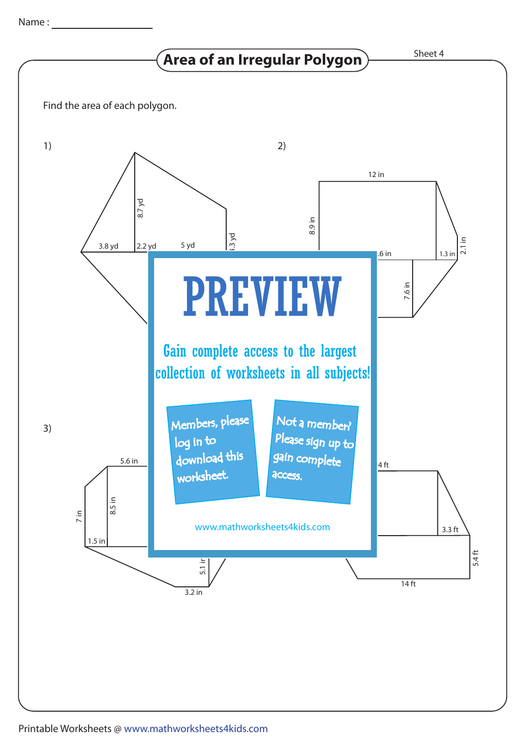Name : ________________

# Area of an Irregular Polygon

Sheet 4

Find the area of each polygon.

1)

8.7 yd

3.8 yd | 2.2 yd | 5 yd | 3 yd

2)

12 in

8.9 in

.6 in | 1.3 in | 2.1 in

7.6 in

# PREVIEW

Gain complete access to the largest collection of worksheets in all subjects!

Members, please log in to download this worksheet.

Not a member? Please sign up to gain complete access.

www.mathworksheets4kids.com

3)

5.6 in

7 in | 8.5 in

1.5 in

5.1 in

3.2 in

4)

4 ft

3.3 ft

5.4 ft

14 ft

Printable Worksheets @ www.mathworksheets4kids.com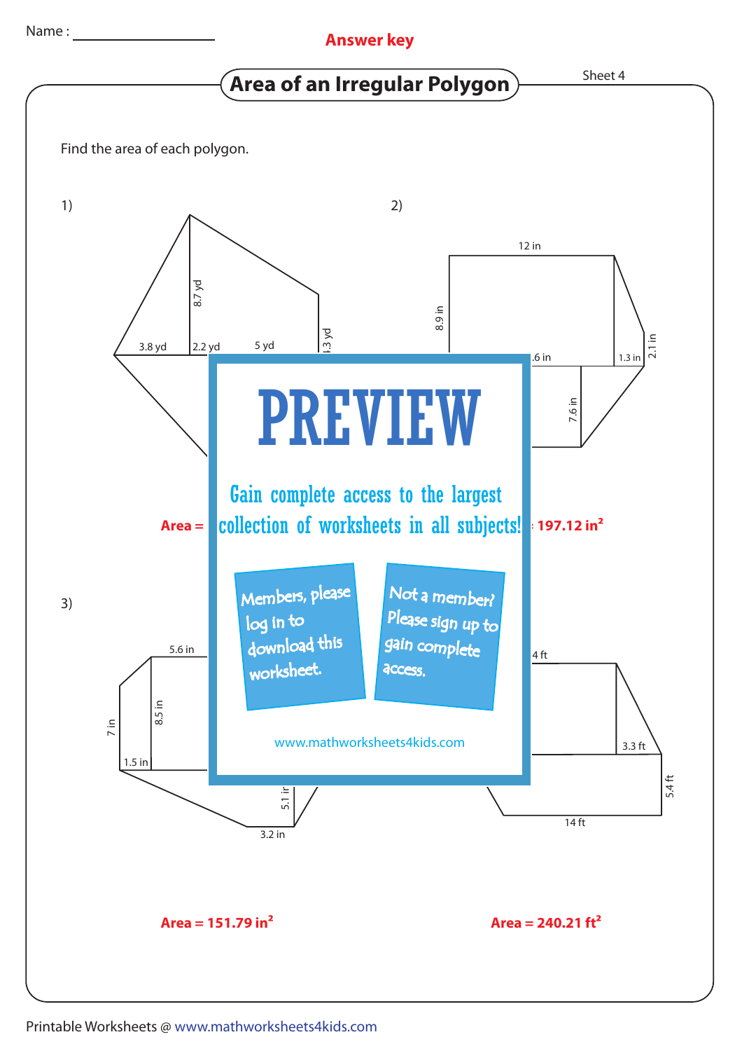Name : _______________

**Answer key**

# Area of an Irregular Polygon

Sheet 4

Find the area of each polygon.

1)

8.7 yd
3.8 yd
2.2 yd
5 yd
.3 yd

Area =

2)

12 in
8.9 in
.6 in
1.3 in
2.1 in
7.6 in

Area = 197.12 in²

PREVIEW

Gain complete access to the largest collection of worksheets in all subjects!

Members, please log in to download this worksheet.

Not a member? Please sign up to gain complete access.

www.mathworksheets4kids.com

3)

5.6 in
7 in
8.5 in
1.5 in
5.1 in
3.2 in

Area = 151.79 in²

4 ft
3.3 ft
5.4 ft
14 ft

Area = 240.21 ft²

Printable Worksheets @ www.mathworksheets4kids.com